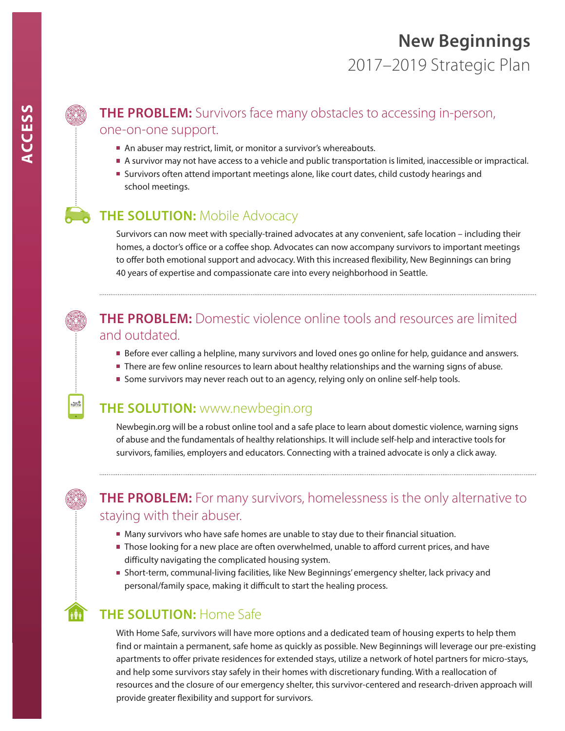# New Beginnings

## 2017–2019 Strategic Plan

ACCESS

### THE PROBLEM: Survivors face many obstacles to accessing in-person, one-on-one support.

- An abuser may restrict, limit, or monitor a survivor's whereabouts.
- A survivor may not have access to a vehicle and public transportation is limited, inaccessible or impractical.
- Survivors often attend important meetings alone, like court dates, child custody hearings and school meetings.

### THE SOLUTION: Mobile Advocacy

Survivors can now meet with specially-trained advocates at any convenient, safe location – including their homes, a doctor's office or a coffee shop. Advocates can now accompany survivors to important meetings to offer both emotional support and advocacy. With this increased flexibility, New Beginnings can bring 40 years of expertise and compassionate care into every neighborhood in Seattle.

---

### THE PROBLEM: Domestic violence online tools and resources are limited and outdated.

- Before ever calling a helpline, many survivors and loved ones go online for help, guidance and answers.
- There are few online resources to learn about healthy relationships and the warning signs of abuse.
- Some survivors may never reach out to an agency, relying only on online self-help tools.

### THE SOLUTION: www.newbegin.org

Newbegin.org will be a robust online tool and a safe place to learn about domestic violence, warning signs of abuse and the fundamentals of healthy relationships. It will include self-help and interactive tools for survivors, families, employers and educators. Connecting with a trained advocate is only a click away.

---

### THE PROBLEM: For many survivors, homelessness is the only alternative to staying with their abuser.

- Many survivors who have safe homes are unable to stay due to their financial situation.
- Those looking for a new place are often overwhelmed, unable to afford current prices, and have difficulty navigating the complicated housing system.
- Short-term, communal-living facilities, like New Beginnings' emergency shelter, lack privacy and personal/family space, making it difficult to start the healing process.

### THE SOLUTION: Home Safe

With Home Safe, survivors will have more options and a dedicated team of housing experts to help them find or maintain a permanent, safe home as quickly as possible. New Beginnings will leverage our pre-existing apartments to offer private residences for extended stays, utilize a network of hotel partners for micro-stays, and help some survivors stay safely in their homes with discretionary funding. With a reallocation of resources and the closure of our emergency shelter, this survivor-centered and research-driven approach will provide greater flexibility and support for survivors.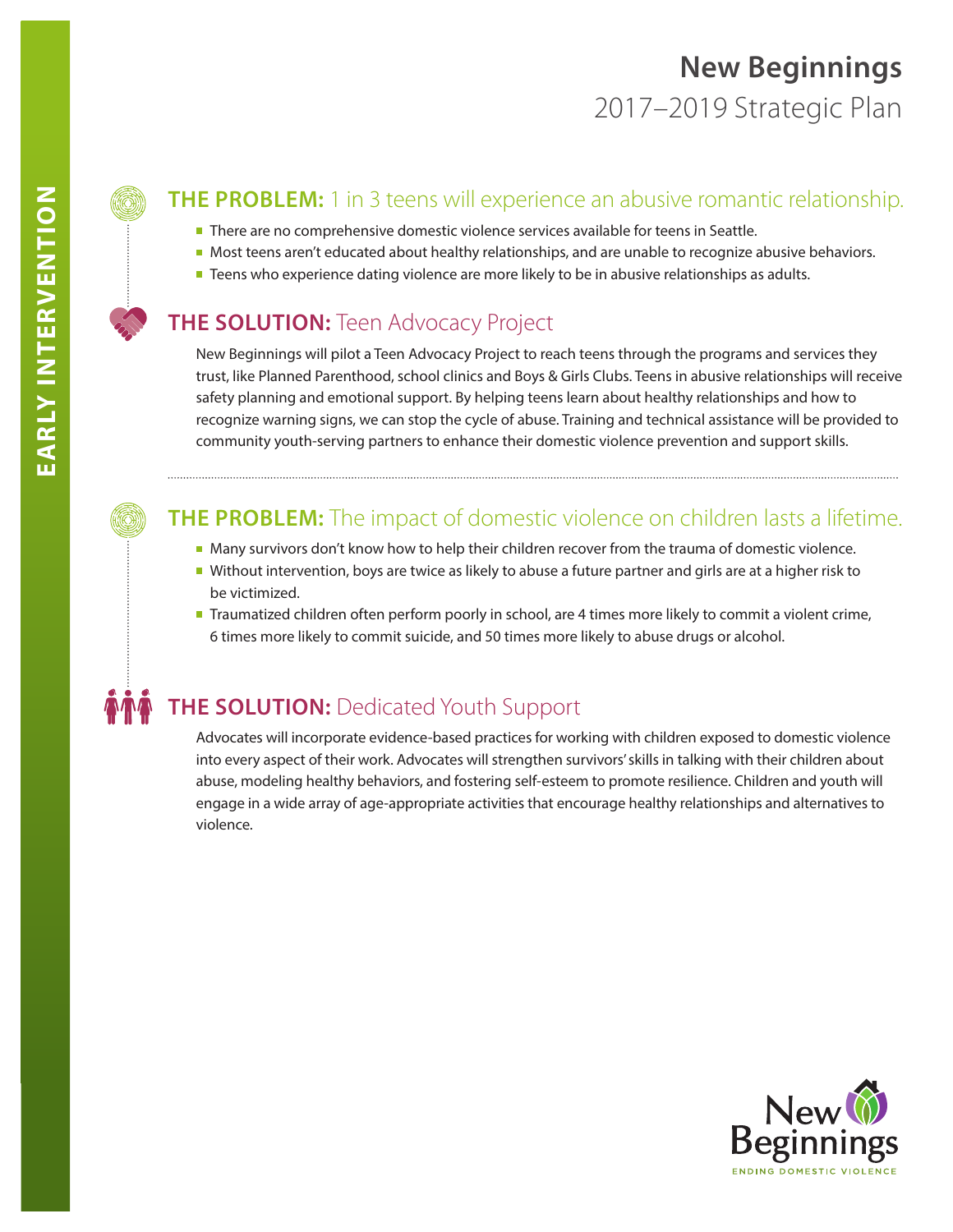# New Beginnings

2017–2019 Strategic Plan

EARLY INTERVENTION

## THE PROBLEM: 1 in 3 teens will experience an abusive romantic relationship.

- There are no comprehensive domestic violence services available for teens in Seattle.
- Most teens aren't educated about healthy relationships, and are unable to recognize abusive behaviors.
- Teens who experience dating violence are more likely to be in abusive relationships as adults.

## THE SOLUTION: Teen Advocacy Project

New Beginnings will pilot a Teen Advocacy Project to reach teens through the programs and services they trust, like Planned Parenthood, school clinics and Boys & Girls Clubs. Teens in abusive relationships will receive safety planning and emotional support. By helping teens learn about healthy relationships and how to recognize warning signs, we can stop the cycle of abuse. Training and technical assistance will be provided to community youth-serving partners to enhance their domestic violence prevention and support skills.

## THE PROBLEM: The impact of domestic violence on children lasts a lifetime.

- Many survivors don't know how to help their children recover from the trauma of domestic violence.
- Without intervention, boys are twice as likely to abuse a future partner and girls are at a higher risk to be victimized.
- Traumatized children often perform poorly in school, are 4 times more likely to commit a violent crime, 6 times more likely to commit suicide, and 50 times more likely to abuse drugs or alcohol.

## THE SOLUTION: Dedicated Youth Support

Advocates will incorporate evidence-based practices for working with children exposed to domestic violence into every aspect of their work. Advocates will strengthen survivors' skills in talking with their children about abuse, modeling healthy behaviors, and fostering self-esteem to promote resilience. Children and youth will engage in a wide array of age-appropriate activities that encourage healthy relationships and alternatives to violence.

New Beginnings
ENDING DOMESTIC VIOLENCE